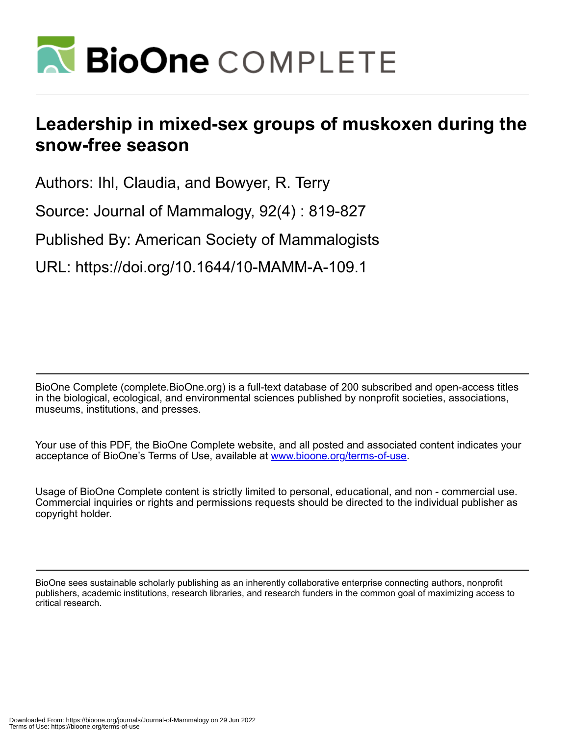# Leadership in mixed-sex groups of muskoxen during the snow-free season

Authors: Ihl, Claudia, and Bowyer, R. Terry

Source: Journal of Mammalogy, 92(4) : 819-827

Published By: American Society of Mammalogists

URL: https://doi.org/10.1644/10-MAMM-A-109.1

BioOne Complete (complete.BioOne.org) is a full-text database of 200 subscribed and open-access titles in the biological, ecological, and environmental sciences published by nonprofit societies, associations, museums, institutions, and presses.

Your use of this PDF, the BioOne Complete website, and all posted and associated content indicates your acceptance of BioOne's Terms of Use, available at www.bioone.org/terms-of-use.

Usage of BioOne Complete content is strictly limited to personal, educational, and non - commercial use. Commercial inquiries or rights and permissions requests should be directed to the individual publisher as copyright holder.

BioOne sees sustainable scholarly publishing as an inherently collaborative enterprise connecting authors, nonprofit publishers, academic institutions, research libraries, and research funders in the common goal of maximizing access to critical research.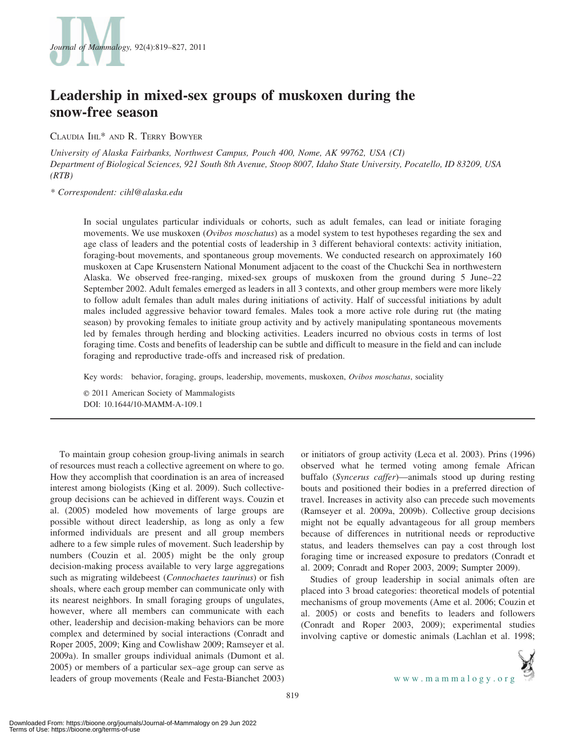# Leadership in mixed-sex groups of muskoxen during the snow-free season

Claudia Ihl* and R. Terry Bowyer

*University of Alaska Fairbanks, Northwest Campus, Pouch 400, Nome, AK 99762, USA (CI)*
*Department of Biological Sciences, 921 South 8th Avenue, Stoop 8007, Idaho State University, Pocatello, ID 83209, USA (RTB)*

\* *Correspondent: cihl@alaska.edu*

In social ungulates particular individuals or cohorts, such as adult females, can lead or initiate foraging movements. We use muskoxen (*Ovibos moschatus*) as a model system to test hypotheses regarding the sex and age class of leaders and the potential costs of leadership in 3 different behavioral contexts: activity initiation, foraging-bout movements, and spontaneous group movements. We conducted research on approximately 160 muskoxen at Cape Krusenstern National Monument adjacent to the coast of the Chuckchi Sea in northwestern Alaska. We observed free-ranging, mixed-sex groups of muskoxen from the ground during 5 June–22 September 2002. Adult females emerged as leaders in all 3 contexts, and other group members were more likely to follow adult females than adult males during initiations of activity. Half of successful initiations by adult males included aggressive behavior toward females. Males took a more active role during rut (the mating season) by provoking females to initiate group activity and by actively manipulating spontaneous movements led by females through herding and blocking activities. Leaders incurred no obvious costs in terms of lost foraging time. Costs and benefits of leadership can be subtle and difficult to measure in the field and can include foraging and reproductive trade-offs and increased risk of predation.

Key words: behavior, foraging, groups, leadership, movements, muskoxen, *Ovibos moschatus*, sociality

© 2011 American Society of Mammalogists
DOI: 10.1644/10-MAMM-A-109.1

---

To maintain group cohesion group-living animals in search of resources must reach a collective agreement on where to go. How they accomplish that coordination is an area of increased interest among biologists (King et al. 2009). Such collective-group decisions can be achieved in different ways. Couzin et al. (2005) modeled how movements of large groups are possible without direct leadership, as long as only a few informed individuals are present and all group members adhere to a few simple rules of movement. Such leadership by numbers (Couzin et al. 2005) might be the only group decision-making process available to very large aggregations such as migrating wildebeest (*Connochaetes taurinus*) or fish shoals, where each group member can communicate only with its nearest neighbors. In small foraging groups of ungulates, however, where all members can communicate with each other, leadership and decision-making behaviors can be more complex and determined by social interactions (Conradt and Roper 2005, 2009; King and Cowlishaw 2009; Ramseyer et al. 2009a). In smaller groups individual animals (Dumont et al. 2005) or members of a particular sex–age group can serve as leaders of group movements (Reale and Festa-Bianchet 2003) or initiators of group activity (Leca et al. 2003). Prins (1996) observed what he termed voting among female African buffalo (*Syncerus caffer*)—animals stood up during resting bouts and positioned their bodies in a preferred direction of travel. Increases in activity also can precede such movements (Ramseyer et al. 2009a, 2009b). Collective group decisions might not be equally advantageous for all group members because of differences in nutritional needs or reproductive status, and leaders themselves can pay a cost through lost foraging time or increased exposure to predators (Conradt et al. 2009; Conradt and Roper 2003, 2009; Sumpter 2009).

Studies of group leadership in social animals often are placed into 3 broad categories: theoretical models of potential mechanisms of group movements (Ame et al. 2006; Couzin et al. 2005) or costs and benefits to leaders and followers (Conradt and Roper 2003, 2009); experimental studies involving captive or domestic animals (Lachlan et al. 1998;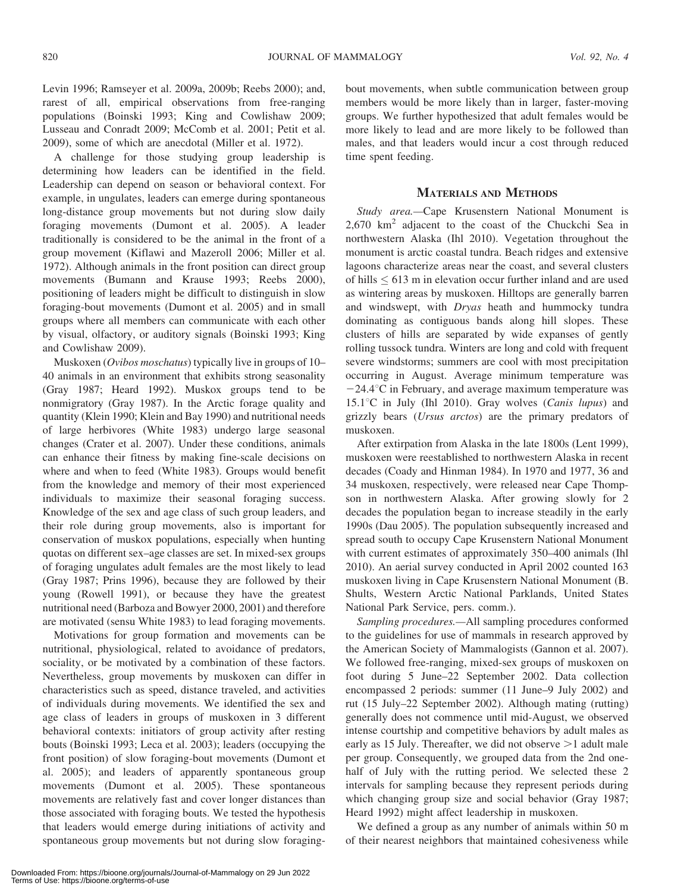Levin 1996; Ramseyer et al. 2009a, 2009b; Reebs 2000); and, rarest of all, empirical observations from free-ranging populations (Boinski 1993; King and Cowlishaw 2009; Lusseau and Conradt 2009; McComb et al. 2001; Petit et al. 2009), some of which are anecdotal (Miller et al. 1972).

A challenge for those studying group leadership is determining how leaders can be identified in the field. Leadership can depend on season or behavioral context. For example, in ungulates, leaders can emerge during spontaneous long-distance group movements but not during slow daily foraging movements (Dumont et al. 2005). A leader traditionally is considered to be the animal in the front of a group movement (Kiflawi and Mazeroll 2006; Miller et al. 1972). Although animals in the front position can direct group movements (Bumann and Krause 1993; Reebs 2000), positioning of leaders might be difficult to distinguish in slow foraging-bout movements (Dumont et al. 2005) and in small groups where all members can communicate with each other by visual, olfactory, or auditory signals (Boinski 1993; King and Cowlishaw 2009).

Muskoxen (*Ovibos moschatus*) typically live in groups of 10–40 animals in an environment that exhibits strong seasonality (Gray 1987; Heard 1992). Muskox groups tend to be nonmigratory (Gray 1987). In the Arctic forage quality and quantity (Klein 1990; Klein and Bay 1990) and nutritional needs of large herbivores (White 1983) undergo large seasonal changes (Crater et al. 2007). Under these conditions, animals can enhance their fitness by making fine-scale decisions on where and when to feed (White 1983). Groups would benefit from the knowledge and memory of their most experienced individuals to maximize their seasonal foraging success. Knowledge of the sex and age class of such group leaders, and their role during group movements, also is important for conservation of muskox populations, especially when hunting quotas on different sex–age classes are set. In mixed-sex groups of foraging ungulates adult females are the most likely to lead (Gray 1987; Prins 1996), because they are followed by their young (Rowell 1991), or because they have the greatest nutritional need (Barboza and Bowyer 2000, 2001) and therefore are motivated (sensu White 1983) to lead foraging movements.

Motivations for group formation and movements can be nutritional, physiological, related to avoidance of predators, sociality, or be motivated by a combination of these factors. Nevertheless, group movements by muskoxen can differ in characteristics such as speed, distance traveled, and activities of individuals during movements. We identified the sex and age class of leaders in groups of muskoxen in 3 different behavioral contexts: initiators of group activity after resting bouts (Boinski 1993; Leca et al. 2003); leaders (occupying the front position) of slow foraging-bout movements (Dumont et al. 2005); and leaders of apparently spontaneous group movements (Dumont et al. 2005). These spontaneous movements are relatively fast and cover longer distances than those associated with foraging bouts. We tested the hypothesis that leaders would emerge during initiations of activity and spontaneous group movements but not during slow foraging-bout movements, when subtle communication between group members would be more likely than in larger, faster-moving groups. We further hypothesized that adult females would be more likely to lead and are more likely to be followed than males, and that leaders would incur a cost through reduced time spent feeding.

## Materials and Methods

*Study area.*—Cape Krusenstern National Monument is 2,670 km$^2$ adjacent to the coast of the Chuckchi Sea in northwestern Alaska (Ihl 2010). Vegetation throughout the monument is arctic coastal tundra. Beach ridges and extensive lagoons characterize areas near the coast, and several clusters of hills $\leq$ 613 m in elevation occur further inland and are used as wintering areas by muskoxen. Hilltops are generally barren and windswept, with *Dryas* heath and hummocky tundra dominating as contiguous bands along hill slopes. These clusters of hills are separated by wide expanses of gently rolling tussock tundra. Winters are long and cold with frequent severe windstorms; summers are cool with most precipitation occurring in August. Average minimum temperature was $-24.4^\circ$C in February, and average maximum temperature was $15.1^\circ$C in July (Ihl 2010). Gray wolves (*Canis lupus*) and grizzly bears (*Ursus arctos*) are the primary predators of muskoxen.

After extirpation from Alaska in the late 1800s (Lent 1999), muskoxen were reestablished to northwestern Alaska in recent decades (Coady and Hinman 1984). In 1970 and 1977, 36 and 34 muskoxen, respectively, were released near Cape Thompson in northwestern Alaska. After growing slowly for 2 decades the population began to increase steadily in the early 1990s (Dau 2005). The population subsequently increased and spread south to occupy Cape Krusenstern National Monument with current estimates of approximately 350–400 animals (Ihl 2010). An aerial survey conducted in April 2002 counted 163 muskoxen living in Cape Krusenstern National Monument (B. Shults, Western Arctic National Parklands, United States National Park Service, pers. comm.).

*Sampling procedures.*—All sampling procedures conformed to the guidelines for use of mammals in research approved by the American Society of Mammalogists (Gannon et al. 2007). We followed free-ranging, mixed-sex groups of muskoxen on foot during 5 June–22 September 2002. Data collection encompassed 2 periods: summer (11 June–9 July 2002) and rut (15 July–22 September 2002). Although mating (rutting) generally does not commence until mid-August, we observed intense courtship and competitive behaviors by adult males as early as 15 July. Thereafter, we did not observe >1 adult male per group. Consequently, we grouped data from the 2nd one-half of July with the rutting period. We selected these 2 intervals for sampling because they represent periods during which changing group size and social behavior (Gray 1987; Heard 1992) might affect leadership in muskoxen.

We defined a group as any number of animals within 50 m of their nearest neighbors that maintained cohesiveness while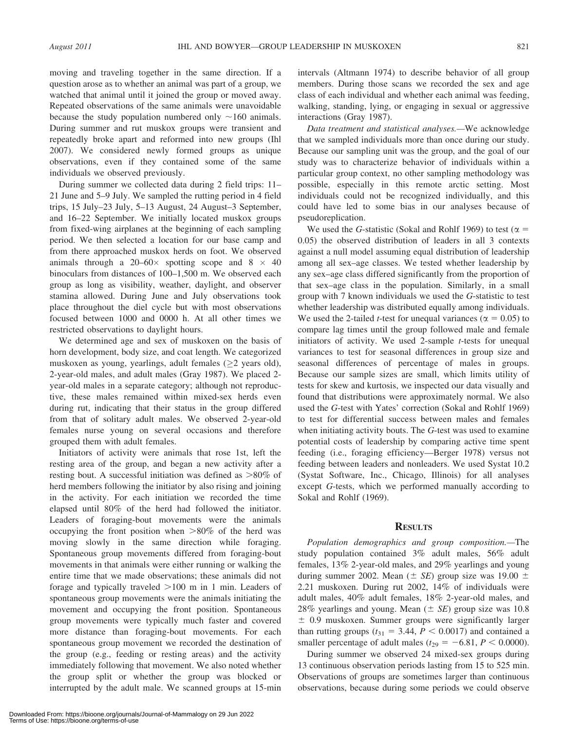moving and traveling together in the same direction. If a question arose as to whether an animal was part of a group, we watched that animal until it joined the group or moved away. Repeated observations of the same animals were unavoidable because the study population numbered only ~160 animals. During summer and rut muskox groups were transient and repeatedly broke apart and reformed into new groups (Ihl 2007). We considered newly formed groups as unique observations, even if they contained some of the same individuals we observed previously.

During summer we collected data during 2 field trips: 11–21 June and 5–9 July. We sampled the rutting period in 4 field trips, 15 July–23 July, 5–13 August, 24 August–3 September, and 16–22 September. We initially located muskox groups from fixed-wing airplanes at the beginning of each sampling period. We then selected a location for our base camp and from there approached muskox herds on foot. We observed animals through a 20–60× spotting scope and 8 × 40 binoculars from distances of 100–1,500 m. We observed each group as long as visibility, weather, daylight, and observer stamina allowed. During June and July observations took place throughout the diel cycle but with most observations focused between 1000 and 0000 h. At all other times we restricted observations to daylight hours.

We determined age and sex of muskoxen on the basis of horn development, body size, and coat length. We categorized muskoxen as young, yearlings, adult females (≥2 years old), 2-year-old males, and adult males (Gray 1987). We placed 2-year-old males in a separate category; although not reproductive, these males remained within mixed-sex herds even during rut, indicating that their status in the group differed from that of solitary adult males. We observed 2-year-old females nurse young on several occasions and therefore grouped them with adult females.

Initiators of activity were animals that rose 1st, left the resting area of the group, and began a new activity after a resting bout. A successful initiation was defined as >80% of herd members following the initiator by also rising and joining in the activity. For each initiation we recorded the time elapsed until 80% of the herd had followed the initiator. Leaders of foraging-bout movements were the animals occupying the front position when >80% of the herd was moving slowly in the same direction while foraging. Spontaneous group movements differed from foraging-bout movements in that animals were either running or walking the entire time that we made observations; these animals did not forage and typically traveled >100 m in 1 min. Leaders of spontaneous group movements were the animals initiating the movement and occupying the front position. Spontaneous group movements were typically much faster and covered more distance than foraging-bout movements. For each spontaneous group movement we recorded the destination of the group (e.g., feeding or resting areas) and the activity immediately following that movement. We also noted whether the group split or whether the group was blocked or interrupted by the adult male. We scanned groups at 15-min intervals (Altmann 1974) to describe behavior of all group members. During those scans we recorded the sex and age class of each individual and whether each animal was feeding, walking, standing, lying, or engaging in sexual or aggressive interactions (Gray 1987).

*Data treatment and statistical analyses.*—We acknowledge that we sampled individuals more than once during our study. Because our sampling unit was the group, and the goal of our study was to characterize behavior of individuals within a particular group context, no other sampling methodology was possible, especially in this remote arctic setting. Most individuals could not be recognized individually, and this could have led to some bias in our analyses because of pseudoreplication.

We used the *G*-statistic (Sokal and Rohlf 1969) to test ($\alpha = 0.05$) the observed distribution of leaders in all 3 contexts against a null model assuming equal distribution of leadership among all sex–age classes. We tested whether leadership by any sex–age class differed significantly from the proportion of that sex–age class in the population. Similarly, in a small group with 7 known individuals we used the *G*-statistic to test whether leadership was distributed equally among individuals. We used the 2-tailed *t*-test for unequal variances ($\alpha = 0.05$) to compare lag times until the group followed male and female initiators of activity. We used 2-sample *t*-tests for unequal variances to test for seasonal differences in group size and seasonal differences of percentage of males in groups. Because our sample sizes are small, which limits utility of tests for skew and kurtosis, we inspected our data visually and found that distributions were approximately normal. We also used the *G*-test with Yates' correction (Sokal and Rohlf 1969) to test for differential success between males and females when initiating activity bouts. The *G*-test was used to examine potential costs of leadership by comparing active time spent feeding (i.e., foraging efficiency—Berger 1978) versus not feeding between leaders and nonleaders. We used Systat 10.2 (Systat Software, Inc., Chicago, Illinois) for all analyses except *G*-tests, which we performed manually according to Sokal and Rohlf (1969).

## Results

*Population demographics and group composition.*—The study population contained 3% adult males, 56% adult females, 13% 2-year-old males, and 29% yearlings and young during summer 2002. Mean (± *SE*) group size was 19.00 ± 2.21 muskoxen. During rut 2002, 14% of individuals were adult males, 40% adult females, 18% 2-year-old males, and 28% yearlings and young. Mean (± *SE*) group size was 10.8 ± 0.9 muskoxen. Summer groups were significantly larger than rutting groups ($t_{31} = 3.44$, $P < 0.0017$) and contained a smaller percentage of adult males ($t_{29} = -6.81$, $P < 0.0000$).

During summer we observed 24 mixed-sex groups during 13 continuous observation periods lasting from 15 to 525 min. Observations of groups are sometimes larger than continuous observations, because during some periods we could observe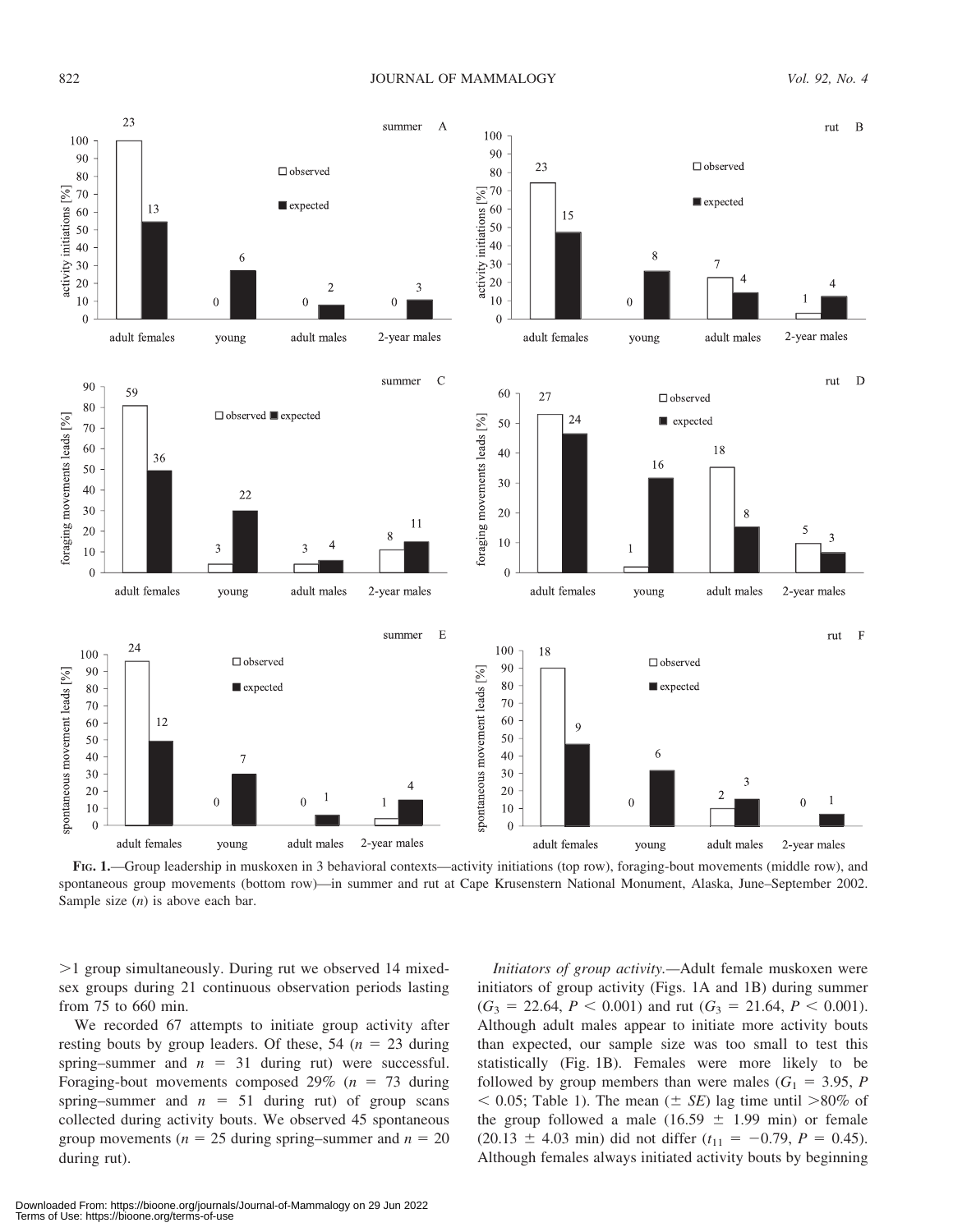**Fig. 1.**—Group leadership in muskoxen in 3 behavioral contexts—activity initiations (top row), foraging-bout movements (middle row), and spontaneous group movements (bottom row)—in summer and rut at Cape Krusenstern National Monument, Alaska, June–September 2002. Sample size ($n$) is above each bar.

>1 group simultaneously. During rut we observed 14 mixed-sex groups during 21 continuous observation periods lasting from 75 to 660 min.

We recorded 67 attempts to initiate group activity after resting bouts by group leaders. Of these, 54 ($n$ = 23 during spring–summer and $n$ = 31 during rut) were successful. Foraging-bout movements composed 29% ($n$ = 73 during spring–summer and $n$ = 51 during rut) of group scans collected during activity bouts. We observed 45 spontaneous group movements ($n$ = 25 during spring–summer and $n$ = 20 during rut).

*Initiators of group activity.*—Adult female muskoxen were initiators of group activity (Figs. 1A and 1B) during summer ($G_3 = 22.64$, $P < 0.001$) and rut ($G_3 = 21.64$, $P < 0.001$). Although adult males appear to initiate more activity bouts than expected, our sample size was too small to test this statistically (Fig. 1B). Females were more likely to be followed by group members than were males ($G_1 = 3.95$, $P < 0.05$; Table 1). The mean ($\pm$ *SE*) lag time until >80% of the group followed a male (16.59 $\pm$ 1.99 min) or female (20.13 $\pm$ 4.03 min) did not differ ($t_{11} = -0.79$, $P = 0.45$). Although females always initiated activity bouts by beginning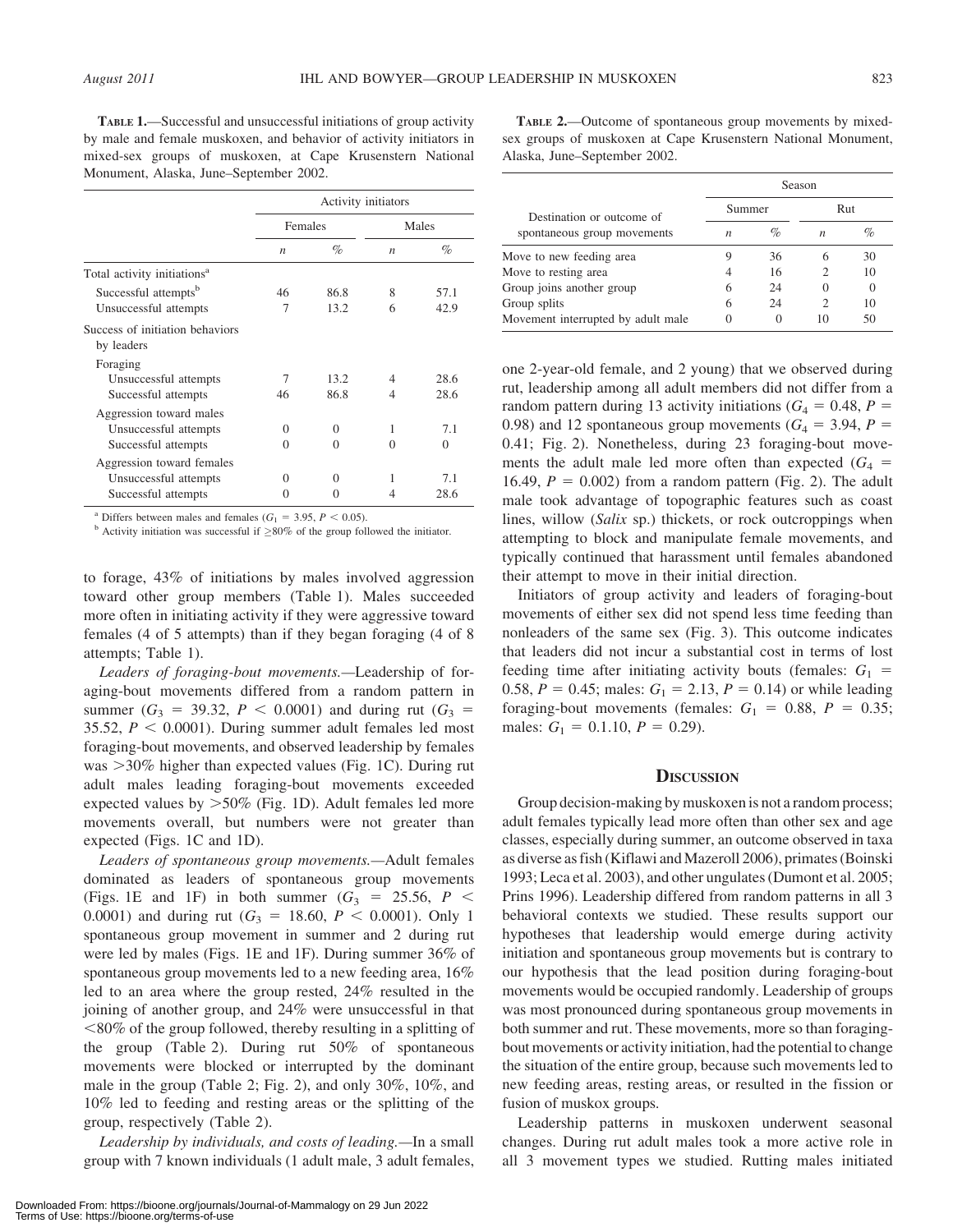**Table 1.**—Successful and unsuccessful initiations of group activity by male and female muskoxen, and behavior of activity initiators in mixed-sex groups of muskoxen, at Cape Krusenstern National Monument, Alaska, June–September 2002.

| | Activity initiators | | | |
|---|---|---|---|---|
| | Females | | Males | |
| | *n* | % | *n* | % |
| Total activity initiations[a] | | | | |
| Successful attempts[b] | 46 | 86.8 | 8 | 57.1 |
| Unsuccessful attempts | 7 | 13.2 | 6 | 42.9 |
| Success of initiation behaviors by leaders | | | | |
| Foraging | | | | |
| Unsuccessful attempts | 7 | 13.2 | 4 | 28.6 |
| Successful attempts | 46 | 86.8 | 4 | 28.6 |
| Aggression toward males | | | | |
| Unsuccessful attempts | 0 | 0 | 1 | 7.1 |
| Successful attempts | 0 | 0 | 0 | 0 |
| Aggression toward females | | | | |
| Unsuccessful attempts | 0 | 0 | 1 | 7.1 |
| Successful attempts | 0 | 0 | 4 | 28.6 |

[a] Differs between males and females ($G_1 = 3.95$, $P < 0.05$).
[b] Activity initiation was successful if $\geq$80% of the group followed the initiator.

to forage, 43% of initiations by males involved aggression toward other group members (Table 1). Males succeeded more often in initiating activity if they were aggressive toward females (4 of 5 attempts) than if they began foraging (4 of 8 attempts; Table 1).

*Leaders of foraging-bout movements.*—Leadership of foraging-bout movements differed from a random pattern in summer ($G_3 = 39.32$, $P < 0.0001$) and during rut ($G_3 = 35.52$, $P < 0.0001$). During summer adult females led most foraging-bout movements, and observed leadership by females was >30% higher than expected values (Fig. 1C). During rut adult males leading foraging-bout movements exceeded expected values by >50% (Fig. 1D). Adult females led more movements overall, but numbers were not greater than expected (Figs. 1C and 1D).

*Leaders of spontaneous group movements.*—Adult females dominated as leaders of spontaneous group movements (Figs. 1E and 1F) in both summer ($G_3 = 25.56$, $P < 0.0001$) and during rut ($G_3 = 18.60$, $P < 0.0001$). Only 1 spontaneous group movement in summer and 2 during rut were led by males (Figs. 1E and 1F). During summer 36% of spontaneous group movements led to a new feeding area, 16% led to an area where the group rested, 24% resulted in the joining of another group, and 24% were unsuccessful in that <80% of the group followed, thereby resulting in a splitting of the group (Table 2). During rut 50% of spontaneous movements were blocked or interrupted by the dominant male in the group (Table 2; Fig. 2), and only 30%, 10%, and 10% led to feeding and resting areas or the splitting of the group, respectively (Table 2).

*Leadership by individuals, and costs of leading.*—In a small group with 7 known individuals (1 adult male, 3 adult females,

**Table 2.**—Outcome of spontaneous group movements by mixed-sex groups of muskoxen at Cape Krusenstern National Monument, Alaska, June–September 2002.

| Destination or outcome of spontaneous group movements | Season | | | |
|---|---|---|---|---|
| | Summer | | Rut | |
| | *n* | % | *n* | % |
| Move to new feeding area | 9 | 36 | 6 | 30 |
| Move to resting area | 4 | 16 | 2 | 10 |
| Group joins another group | 6 | 24 | 0 | 0 |
| Group splits | 6 | 24 | 2 | 10 |
| Movement interrupted by adult male | 0 | 0 | 10 | 50 |

one 2-year-old female, and 2 young) that we observed during rut, leadership among all adult members did not differ from a random pattern during 13 activity initiations ($G_4 = 0.48$, $P = 0.98$) and 12 spontaneous group movements ($G_4 = 3.94$, $P = 0.41$; Fig. 2). Nonetheless, during 23 foraging-bout movements the adult male led more often than expected ($G_4 = 16.49$, $P = 0.002$) from a random pattern (Fig. 2). The adult male took advantage of topographic features such as coast lines, willow (*Salix* sp.) thickets, or rock outcroppings when attempting to block and manipulate female movements, and typically continued that harassment until females abandoned their attempt to move in their initial direction.

Initiators of group activity and leaders of foraging-bout movements of either sex did not spend less time feeding than nonleaders of the same sex (Fig. 3). This outcome indicates that leaders did not incur a substantial cost in terms of lost feeding time after initiating activity bouts (females: $G_1 = 0.58$, $P = 0.45$; males: $G_1 = 2.13$, $P = 0.14$) or while leading foraging-bout movements (females: $G_1 = 0.88$, $P = 0.35$; males: $G_1 = 0.1.10$, $P = 0.29$).

## Discussion

Group decision-making by muskoxen is not a random process; adult females typically lead more often than other sex and age classes, especially during summer, an outcome observed in taxa as diverse as fish (Kiflawi and Mazeroll 2006), primates (Boinski 1993; Leca et al. 2003), and other ungulates (Dumont et al. 2005; Prins 1996). Leadership differed from random patterns in all 3 behavioral contexts we studied. These results support our hypotheses that leadership would emerge during activity initiation and spontaneous group movements but is contrary to our hypothesis that the lead position during foraging-bout movements would be occupied randomly. Leadership of groups was most pronounced during spontaneous group movements in both summer and rut. These movements, more so than foraging-bout movements or activity initiation, had the potential to change the situation of the entire group, because such movements led to new feeding areas, resting areas, or resulted in the fission or fusion of muskox groups.

Leadership patterns in muskoxen underwent seasonal changes. During rut adult males took a more active role in all 3 movement types we studied. Rutting males initiated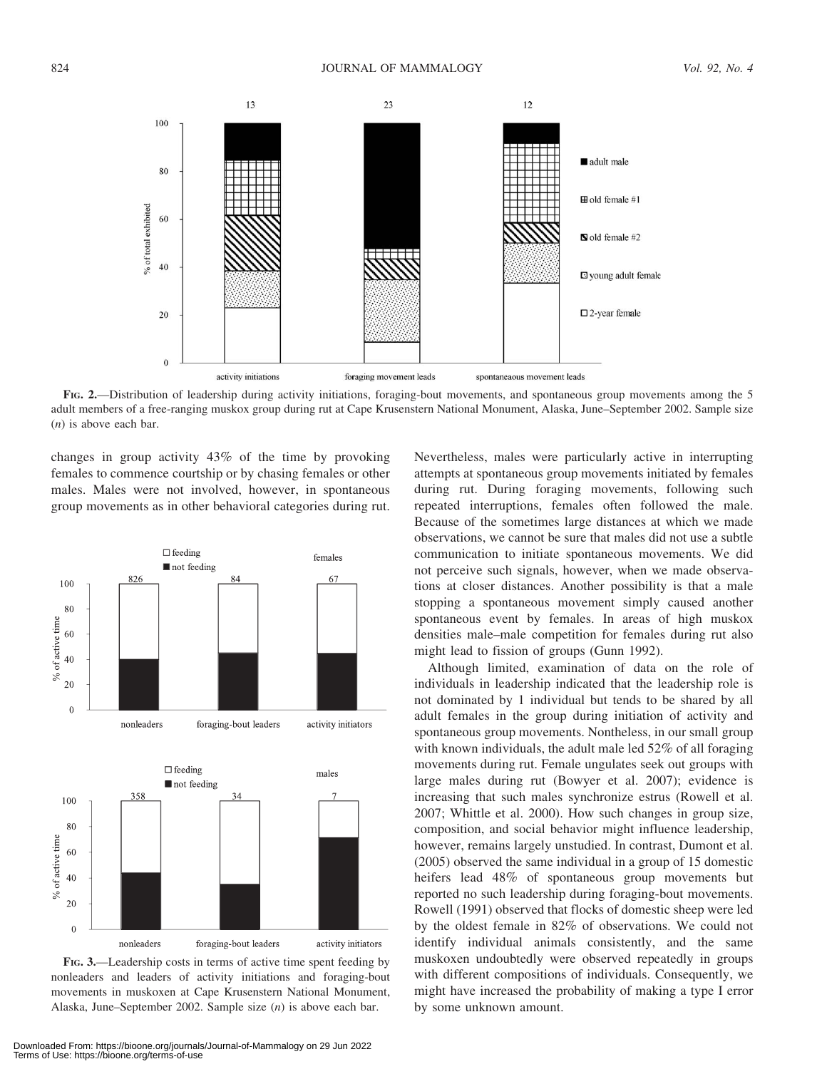FIG. 2.—Distribution of leadership during activity initiations, foraging-bout movements, and spontaneous group movements among the 5 adult members of a free-ranging muskox group during rut at Cape Krusenstern National Monument, Alaska, June–September 2002. Sample size ($n$) is above each bar.

changes in group activity 43% of the time by provoking females to commence courtship or by chasing females or other males. Males were not involved, however, in spontaneous group movements as in other behavioral categories during rut.

FIG. 3.—Leadership costs in terms of active time spent feeding by nonleaders and leaders of activity initiations and foraging-bout movements in muskoxen at Cape Krusenstern National Monument, Alaska, June–September 2002. Sample size ($n$) is above each bar.

Nevertheless, males were particularly active in interrupting attempts at spontaneous group movements initiated by females during rut. During foraging movements, following such repeated interruptions, females often followed the male. Because of the sometimes large distances at which we made observations, we cannot be sure that males did not use a subtle communication to initiate spontaneous movements. We did not perceive such signals, however, when we made observations at closer distances. Another possibility is that a male stopping a spontaneous movement simply caused another spontaneous event by females. In areas of high muskox densities male–male competition for females during rut also might lead to fission of groups (Gunn 1992).

Although limited, examination of data on the role of individuals in leadership indicated that the leadership role is not dominated by 1 individual but tends to be shared by all adult females in the group during initiation of activity and spontaneous group movements. Nontheless, in our small group with known individuals, the adult male led 52% of all foraging movements during rut. Female ungulates seek out groups with large males during rut (Bowyer et al. 2007); evidence is increasing that such males synchronize estrus (Rowell et al. 2007; Whittle et al. 2000). How such changes in group size, composition, and social behavior might influence leadership, however, remains largely unstudied. In contrast, Dumont et al. (2005) observed the same individual in a group of 15 domestic heifers lead 48% of spontaneous group movements but reported no such leadership during foraging-bout movements. Rowell (1991) observed that flocks of domestic sheep were led by the oldest female in 82% of observations. We could not identify individual animals consistently, and the same muskoxen undoubtedly were observed repeatedly in groups with different compositions of individuals. Consequently, we might have increased the probability of making a type I error by some unknown amount.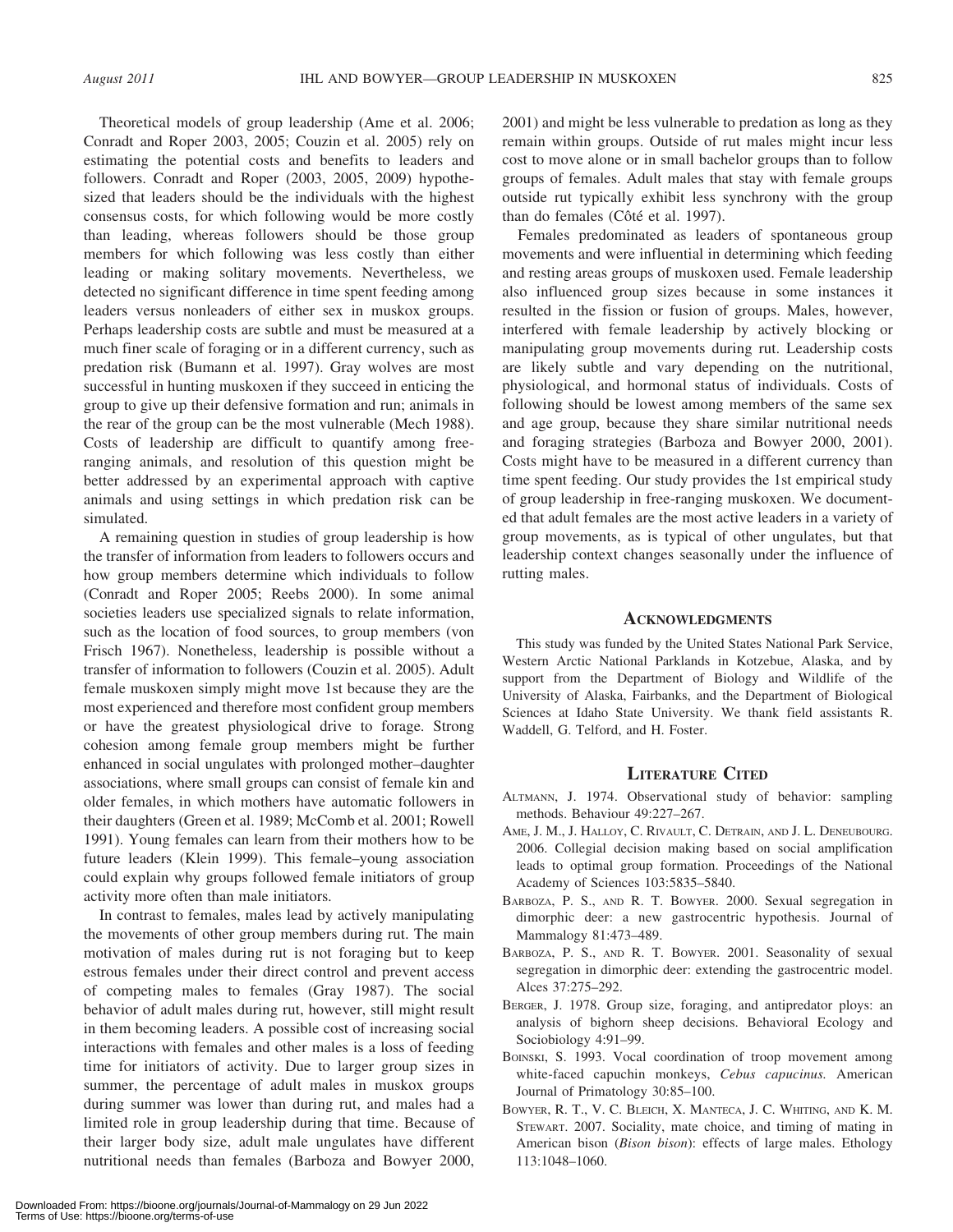Theoretical models of group leadership (Ame et al. 2006; Conradt and Roper 2003, 2005; Couzin et al. 2005) rely on estimating the potential costs and benefits to leaders and followers. Conradt and Roper (2003, 2005, 2009) hypothesized that leaders should be the individuals with the highest consensus costs, for which following would be more costly than leading, whereas followers should be those group members for which following was less costly than either leading or making solitary movements. Nevertheless, we detected no significant difference in time spent feeding among leaders versus nonleaders of either sex in muskox groups. Perhaps leadership costs are subtle and must be measured at a much finer scale of foraging or in a different currency, such as predation risk (Bumann et al. 1997). Gray wolves are most successful in hunting muskoxen if they succeed in enticing the group to give up their defensive formation and run; animals in the rear of the group can be the most vulnerable (Mech 1988). Costs of leadership are difficult to quantify among free-ranging animals, and resolution of this question might be better addressed by an experimental approach with captive animals and using settings in which predation risk can be simulated.

A remaining question in studies of group leadership is how the transfer of information from leaders to followers occurs and how group members determine which individuals to follow (Conradt and Roper 2005; Reebs 2000). In some animal societies leaders use specialized signals to relate information, such as the location of food sources, to group members (von Frisch 1967). Nonetheless, leadership is possible without a transfer of information to followers (Couzin et al. 2005). Adult female muskoxen simply might move 1st because they are the most experienced and therefore most confident group members or have the greatest physiological drive to forage. Strong cohesion among female group members might be further enhanced in social ungulates with prolonged mother–daughter associations, where small groups can consist of female kin and older females, in which mothers have automatic followers in their daughters (Green et al. 1989; McComb et al. 2001; Rowell 1991). Young females can learn from their mothers how to be future leaders (Klein 1999). This female–young association could explain why groups followed female initiators of group activity more often than male initiators.

In contrast to females, males lead by actively manipulating the movements of other group members during rut. The main motivation of males during rut is not foraging but to keep estrous females under their direct control and prevent access of competing males to females (Gray 1987). The social behavior of adult males during rut, however, still might result in them becoming leaders. A possible cost of increasing social interactions with females and other males is a loss of feeding time for initiators of activity. Due to larger group sizes in summer, the percentage of adult males in muskox groups during summer was lower than during rut, and males had a limited role in group leadership during that time. Because of their larger body size, adult male ungulates have different nutritional needs than females (Barboza and Bowyer 2000, 2001) and might be less vulnerable to predation as long as they remain within groups. Outside of rut males might incur less cost to move alone or in small bachelor groups than to follow groups of females. Adult males that stay with female groups outside rut typically exhibit less synchrony with the group than do females (Côté et al. 1997).

Females predominated as leaders of spontaneous group movements and were influential in determining which feeding and resting areas groups of muskoxen used. Female leadership also influenced group sizes because in some instances it resulted in the fission or fusion of groups. Males, however, interfered with female leadership by actively blocking or manipulating group movements during rut. Leadership costs are likely subtle and vary depending on the nutritional, physiological, and hormonal status of individuals. Costs of following should be lowest among members of the same sex and age group, because they share similar nutritional needs and foraging strategies (Barboza and Bowyer 2000, 2001). Costs might have to be measured in a different currency than time spent feeding. Our study provides the 1st empirical study of group leadership in free-ranging muskoxen. We documented that adult females are the most active leaders in a variety of group movements, as is typical of other ungulates, but that leadership context changes seasonally under the influence of rutting males.

## Acknowledgments

This study was funded by the United States National Park Service, Western Arctic National Parklands in Kotzebue, Alaska, and by support from the Department of Biology and Wildlife of the University of Alaska, Fairbanks, and the Department of Biological Sciences at Idaho State University. We thank field assistants R. Waddell, G. Telford, and H. Foster.

## Literature Cited

Altmann, J. 1974. Observational study of behavior: sampling methods. Behaviour 49:227–267.

Ame, J. M., J. Halloy, C. Rivault, C. Detrain, and J. L. Deneubourg. 2006. Collegial decision making based on social amplification leads to optimal group formation. Proceedings of the National Academy of Sciences 103:5835–5840.

Barboza, P. S., and R. T. Bowyer. 2000. Sexual segregation in dimorphic deer: a new gastrocentric hypothesis. Journal of Mammalogy 81:473–489.

Barboza, P. S., and R. T. Bowyer. 2001. Seasonality of sexual segregation in dimorphic deer: extending the gastrocentric model. Alces 37:275–292.

Berger, J. 1978. Group size, foraging, and antipredator ploys: an analysis of bighorn sheep decisions. Behavioral Ecology and Sociobiology 4:91–99.

Boinski, S. 1993. Vocal coordination of troop movement among white-faced capuchin monkeys, *Cebus capucinus*. American Journal of Primatology 30:85–100.

Bowyer, R. T., V. C. Bleich, X. Manteca, J. C. Whiting, and K. M. Stewart. 2007. Sociality, mate choice, and timing of mating in American bison (*Bison bison*): effects of large males. Ethology 113:1048–1060.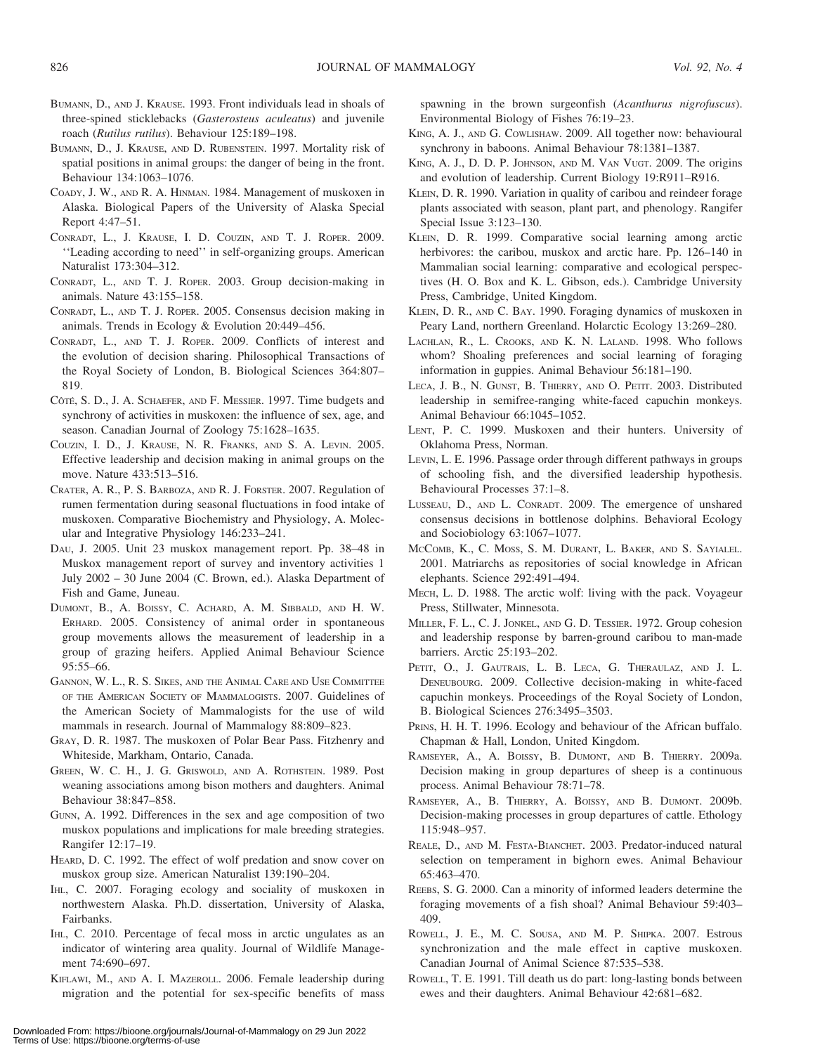Bumann, D., and J. Krause. 1993. Front individuals lead in shoals of three-spined sticklebacks (*Gasterosteus aculeatus*) and juvenile roach (*Rutilus rutilus*). Behaviour 125:189–198.

Bumann, D., J. Krause, and D. Rubenstein. 1997. Mortality risk of spatial positions in animal groups: the danger of being in the front. Behaviour 134:1063–1076.

Coady, J. W., and R. A. Hinman. 1984. Management of muskoxen in Alaska. Biological Papers of the University of Alaska Special Report 4:47–51.

Conradt, L., J. Krause, I. D. Couzin, and T. J. Roper. 2009. ''Leading according to need'' in self-organizing groups. American Naturalist 173:304–312.

Conradt, L., and T. J. Roper. 2003. Group decision-making in animals. Nature 43:155–158.

Conradt, L., and T. J. Roper. 2005. Consensus decision making in animals. Trends in Ecology & Evolution 20:449–456.

Conradt, L., and T. J. Roper. 2009. Conflicts of interest and the evolution of decision sharing. Philosophical Transactions of the Royal Society of London, B. Biological Sciences 364:807–819.

Côté, S. D., J. A. Schaefer, and F. Messier. 1997. Time budgets and synchrony of activities in muskoxen: the influence of sex, age, and season. Canadian Journal of Zoology 75:1628–1635.

Couzin, I. D., J. Krause, N. R. Franks, and S. A. Levin. 2005. Effective leadership and decision making in animal groups on the move. Nature 433:513–516.

Crater, A. R., P. S. Barboza, and R. J. Forster. 2007. Regulation of rumen fermentation during seasonal fluctuations in food intake of muskoxen. Comparative Biochemistry and Physiology, A. Molecular and Integrative Physiology 146:233–241.

Dau, J. 2005. Unit 23 muskox management report. Pp. 38–48 in Muskox management report of survey and inventory activities 1 July 2002 – 30 June 2004 (C. Brown, ed.). Alaska Department of Fish and Game, Juneau.

Dumont, B., A. Boissy, C. Achard, A. M. Sibbald, and H. W. Erhard. 2005. Consistency of animal order in spontaneous group movements allows the measurement of leadership in a group of grazing heifers. Applied Animal Behaviour Science 95:55–66.

Gannon, W. L., R. S. Sikes, and the Animal Care and Use Committee of the American Society of Mammalogists. 2007. Guidelines of the American Society of Mammalogists for the use of wild mammals in research. Journal of Mammalogy 88:809–823.

Gray, D. R. 1987. The muskoxen of Polar Bear Pass. Fitzhenry and Whiteside, Markham, Ontario, Canada.

Green, W. C. H., J. G. Griswold, and A. Rothstein. 1989. Post weaning associations among bison mothers and daughters. Animal Behaviour 38:847–858.

Gunn, A. 1992. Differences in the sex and age composition of two muskox populations and implications for male breeding strategies. Rangifer 12:17–19.

Heard, D. C. 1992. The effect of wolf predation and snow cover on muskox group size. American Naturalist 139:190–204.

Ihl, C. 2007. Foraging ecology and sociality of muskoxen in northwestern Alaska. Ph.D. dissertation, University of Alaska, Fairbanks.

Ihl, C. 2010. Percentage of fecal moss in arctic ungulates as an indicator of wintering area quality. Journal of Wildlife Management 74:690–697.

Kiflawi, M., and A. I. Mazeroll. 2006. Female leadership during migration and the potential for sex-specific benefits of mass spawning in the brown surgeonfish (*Acanthurus nigrofuscus*). Environmental Biology of Fishes 76:19–23.

King, A. J., and G. Cowlishaw. 2009. All together now: behavioural synchrony in baboons. Animal Behaviour 78:1381–1387.

King, A. J., D. D. P. Johnson, and M. Van Vugt. 2009. The origins and evolution of leadership. Current Biology 19:R911–R916.

Klein, D. R. 1990. Variation in quality of caribou and reindeer forage plants associated with season, plant part, and phenology. Rangifer Special Issue 3:123–130.

Klein, D. R. 1999. Comparative social learning among arctic herbivores: the caribou, muskox and arctic hare. Pp. 126–140 in Mammalian social learning: comparative and ecological perspectives (H. O. Box and K. L. Gibson, eds.). Cambridge University Press, Cambridge, United Kingdom.

Klein, D. R., and C. Bay. 1990. Foraging dynamics of muskoxen in Peary Land, northern Greenland. Holarctic Ecology 13:269–280.

Lachlan, R., L. Crooks, and K. N. Laland. 1998. Who follows whom? Shoaling preferences and social learning of foraging information in guppies. Animal Behaviour 56:181–190.

Leca, J. B., N. Gunst, B. Thierry, and O. Petit. 2003. Distributed leadership in semifree-ranging white-faced capuchin monkeys. Animal Behaviour 66:1045–1052.

Lent, P. C. 1999. Muskoxen and their hunters. University of Oklahoma Press, Norman.

Levin, L. E. 1996. Passage order through different pathways in groups of schooling fish, and the diversified leadership hypothesis. Behavioural Processes 37:1–8.

Lusseau, D., and L. Conradt. 2009. The emergence of unshared consensus decisions in bottlenose dolphins. Behavioral Ecology and Sociobiology 63:1067–1077.

McComb, K., C. Moss, S. M. Durant, L. Baker, and S. Sayialel. 2001. Matriarchs as repositories of social knowledge in African elephants. Science 292:491–494.

Mech, L. D. 1988. The arctic wolf: living with the pack. Voyageur Press, Stillwater, Minnesota.

Miller, F. L., C. J. Jonkel, and G. D. Tessier. 1972. Group cohesion and leadership response by barren-ground caribou to man-made barriers. Arctic 25:193–202.

Petit, O., J. Gautrais, L. B. Leca, G. Theraulaz, and J. L. Deneubourg. 2009. Collective decision-making in white-faced capuchin monkeys. Proceedings of the Royal Society of London, B. Biological Sciences 276:3495–3503.

Prins, H. H. T. 1996. Ecology and behaviour of the African buffalo. Chapman & Hall, London, United Kingdom.

Ramseyer, A., A. Boissy, B. Dumont, and B. Thierry. 2009a. Decision making in group departures of sheep is a continuous process. Animal Behaviour 78:71–78.

Ramseyer, A., B. Thierry, A. Boissy, and B. Dumont. 2009b. Decision-making processes in group departures of cattle. Ethology 115:948–957.

Reale, D., and M. Festa-Bianchet. 2003. Predator-induced natural selection on temperament in bighorn ewes. Animal Behaviour 65:463–470.

Reebs, S. G. 2000. Can a minority of informed leaders determine the foraging movements of a fish shoal? Animal Behaviour 59:403–409.

Rowell, J. E., M. C. Sousa, and M. P. Shipka. 2007. Estrous synchronization and the male effect in captive muskoxen. Canadian Journal of Animal Science 87:535–538.

Rowell, T. E. 1991. Till death us do part: long-lasting bonds between ewes and their daughters. Animal Behaviour 42:681–682.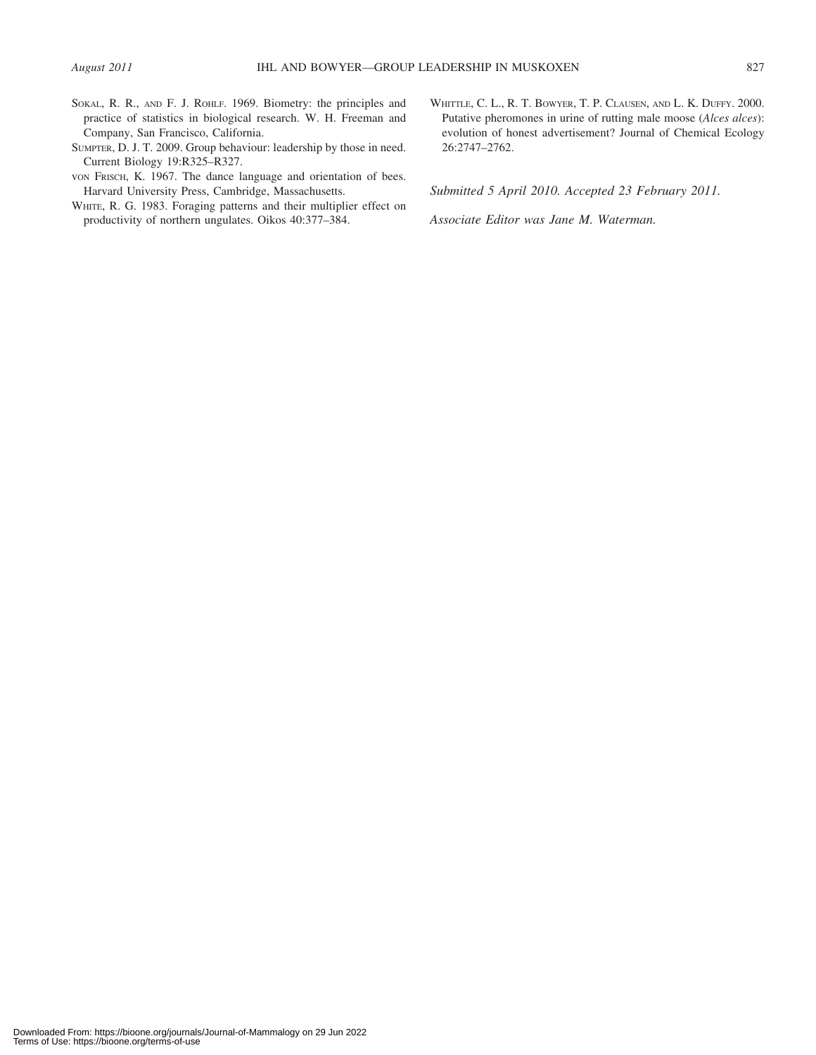Sokal, R. R., and F. J. Rohlf. 1969. Biometry: the principles and practice of statistics in biological research. W. H. Freeman and Company, San Francisco, California.

Sumpter, D. J. T. 2009. Group behaviour: leadership by those in need. Current Biology 19:R325–R327.

von Frisch, K. 1967. The dance language and orientation of bees. Harvard University Press, Cambridge, Massachusetts.

White, R. G. 1983. Foraging patterns and their multiplier effect on productivity of northern ungulates. Oikos 40:377–384.

Whittle, C. L., R. T. Bowyer, T. P. Clausen, and L. K. Duffy. 2000. Putative pheromones in urine of rutting male moose (*Alces alces*): evolution of honest advertisement? Journal of Chemical Ecology 26:2747–2762.

*Submitted 5 April 2010. Accepted 23 February 2011.*

*Associate Editor was Jane M. Waterman.*